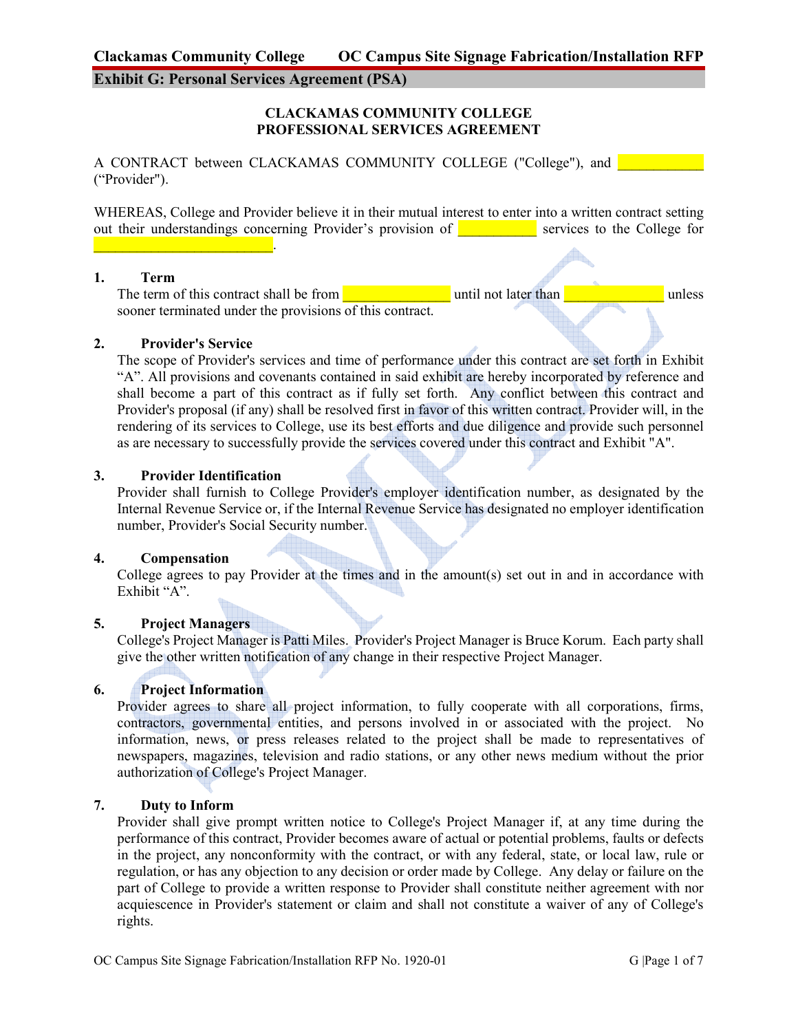**Exhibit G: Personal Services Agreement (PSA)**

**CLACKAMAS COMMUNITY COLLEGE**
**PROFESSIONAL SERVICES AGREEMENT**

A CONTRACT between CLACKAMAS COMMUNITY COLLEGE ("College"), and ____________ ("Provider").

WHEREAS, College and Provider believe it in their mutual interest to enter into a written contract setting out their understandings concerning Provider's provision of ___________ services to the College for _________________________.

**1. Term**

The term of this contract shall be from _______________ until not later than ______________ unless sooner terminated under the provisions of this contract.

**2. Provider's Service**

The scope of Provider's services and time of performance under this contract are set forth in Exhibit "A". All provisions and covenants contained in said exhibit are hereby incorporated by reference and shall become a part of this contract as if fully set forth. Any conflict between this contract and Provider's proposal (if any) shall be resolved first in favor of this written contract. Provider will, in the rendering of its services to College, use its best efforts and due diligence and provide such personnel as are necessary to successfully provide the services covered under this contract and Exhibit "A".

**3. Provider Identification**

Provider shall furnish to College Provider's employer identification number, as designated by the Internal Revenue Service or, if the Internal Revenue Service has designated no employer identification number, Provider's Social Security number.

**4. Compensation**

College agrees to pay Provider at the times and in the amount(s) set out in and in accordance with Exhibit "A".

**5. Project Managers**

College's Project Manager is Patti Miles. Provider's Project Manager is Bruce Korum. Each party shall give the other written notification of any change in their respective Project Manager.

**6. Project Information**

Provider agrees to share all project information, to fully cooperate with all corporations, firms, contractors, governmental entities, and persons involved in or associated with the project. No information, news, or press releases related to the project shall be made to representatives of newspapers, magazines, television and radio stations, or any other news medium without the prior authorization of College's Project Manager.

**7. Duty to Inform**

Provider shall give prompt written notice to College's Project Manager if, at any time during the performance of this contract, Provider becomes aware of actual or potential problems, faults or defects in the project, any nonconformity with the contract, or with any federal, state, or local law, rule or regulation, or has any objection to any decision or order made by College. Any delay or failure on the part of College to provide a written response to Provider shall constitute neither agreement with nor acquiescence in Provider's statement or claim and shall not constitute a waiver of any of College's rights.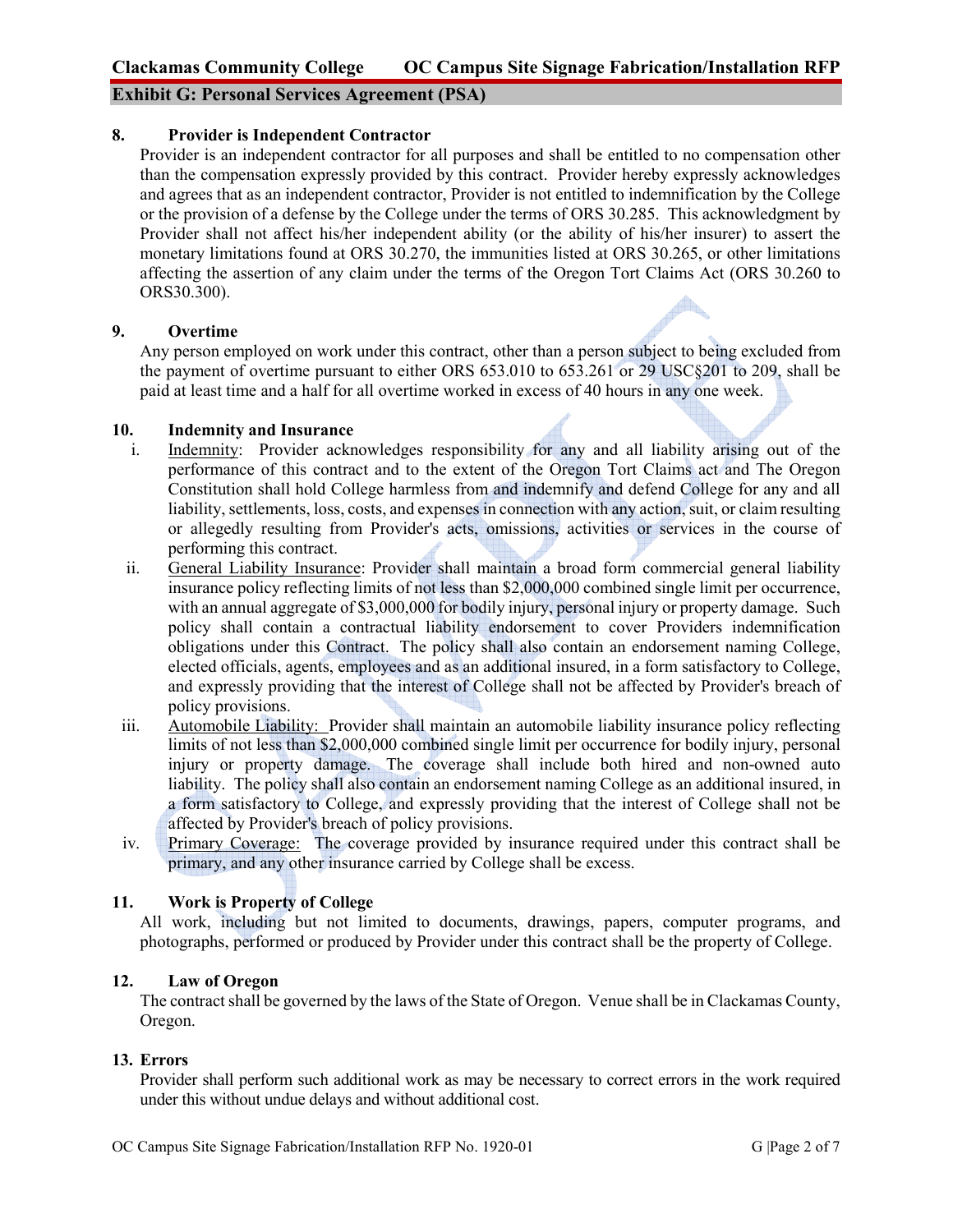**8. Provider is Independent Contractor**

Provider is an independent contractor for all purposes and shall be entitled to no compensation other than the compensation expressly provided by this contract. Provider hereby expressly acknowledges and agrees that as an independent contractor, Provider is not entitled to indemnification by the College or the provision of a defense by the College under the terms of ORS 30.285. This acknowledgment by Provider shall not affect his/her independent ability (or the ability of his/her insurer) to assert the monetary limitations found at ORS 30.270, the immunities listed at ORS 30.265, or other limitations affecting the assertion of any claim under the terms of the Oregon Tort Claims Act (ORS 30.260 to ORS30.300).

**9. Overtime**

Any person employed on work under this contract, other than a person subject to being excluded from the payment of overtime pursuant to either ORS 653.010 to 653.261 or 29 USC§201 to 209, shall be paid at least time and a half for all overtime worked in excess of 40 hours in any one week.

**10. Indemnity and Insurance**

i. Indemnity: Provider acknowledges responsibility for any and all liability arising out of the performance of this contract and to the extent of the Oregon Tort Claims act and The Oregon Constitution shall hold College harmless from and indemnify and defend College for any and all liability, settlements, loss, costs, and expenses in connection with any action, suit, or claim resulting or allegedly resulting from Provider's acts, omissions, activities or services in the course of performing this contract.

ii. General Liability Insurance: Provider shall maintain a broad form commercial general liability insurance policy reflecting limits of not less than $2,000,000 combined single limit per occurrence, with an annual aggregate of $3,000,000 for bodily injury, personal injury or property damage. Such policy shall contain a contractual liability endorsement to cover Providers indemnification obligations under this Contract. The policy shall also contain an endorsement naming College, elected officials, agents, employees and as an additional insured, in a form satisfactory to College, and expressly providing that the interest of College shall not be affected by Provider's breach of policy provisions.

iii. Automobile Liability: Provider shall maintain an automobile liability insurance policy reflecting limits of not less than $2,000,000 combined single limit per occurrence for bodily injury, personal injury or property damage. The coverage shall include both hired and non-owned auto liability. The policy shall also contain an endorsement naming College as an additional insured, in a form satisfactory to College, and expressly providing that the interest of College shall not be affected by Provider's breach of policy provisions.

iv. Primary Coverage: The coverage provided by insurance required under this contract shall be primary, and any other insurance carried by College shall be excess.

**11. Work is Property of College**

All work, including but not limited to documents, drawings, papers, computer programs, and photographs, performed or produced by Provider under this contract shall be the property of College.

**12. Law of Oregon**

The contract shall be governed by the laws of the State of Oregon. Venue shall be in Clackamas County, Oregon.

**13. Errors**

Provider shall perform such additional work as may be necessary to correct errors in the work required under this without undue delays and without additional cost.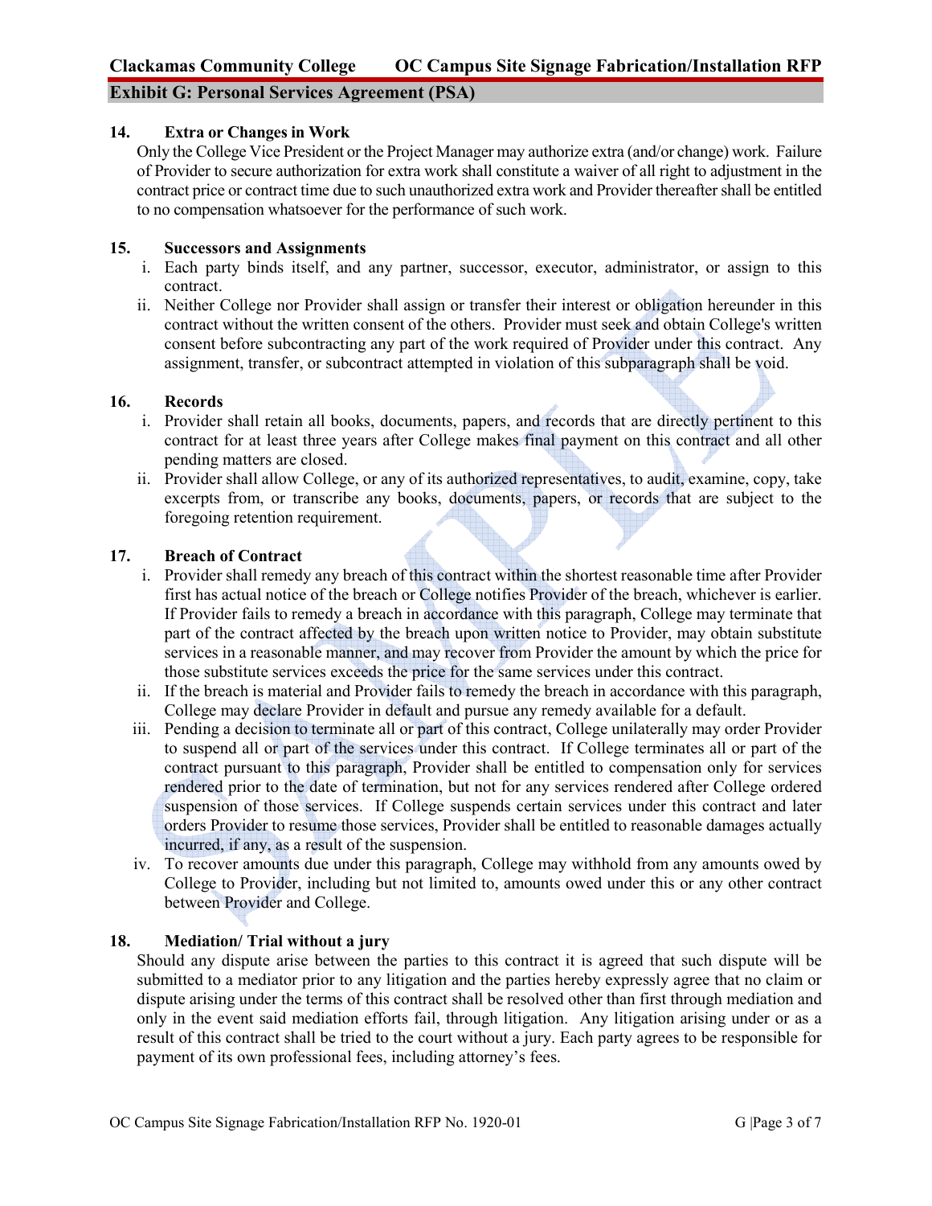### 14. Extra or Changes in Work

Only the College Vice President or the Project Manager may authorize extra (and/or change) work. Failure of Provider to secure authorization for extra work shall constitute a waiver of all right to adjustment in the contract price or contract time due to such unauthorized extra work and Provider thereafter shall be entitled to no compensation whatsoever for the performance of such work.

### 15. Successors and Assignments

i. Each party binds itself, and any partner, successor, executor, administrator, or assign to this contract.

ii. Neither College nor Provider shall assign or transfer their interest or obligation hereunder in this contract without the written consent of the others. Provider must seek and obtain College's written consent before subcontracting any part of the work required of Provider under this contract. Any assignment, transfer, or subcontract attempted in violation of this subparagraph shall be void.

### 16. Records

i. Provider shall retain all books, documents, papers, and records that are directly pertinent to this contract for at least three years after College makes final payment on this contract and all other pending matters are closed.

ii. Provider shall allow College, or any of its authorized representatives, to audit, examine, copy, take excerpts from, or transcribe any books, documents, papers, or records that are subject to the foregoing retention requirement.

### 17. Breach of Contract

i. Provider shall remedy any breach of this contract within the shortest reasonable time after Provider first has actual notice of the breach or College notifies Provider of the breach, whichever is earlier. If Provider fails to remedy a breach in accordance with this paragraph, College may terminate that part of the contract affected by the breach upon written notice to Provider, may obtain substitute services in a reasonable manner, and may recover from Provider the amount by which the price for those substitute services exceeds the price for the same services under this contract.

ii. If the breach is material and Provider fails to remedy the breach in accordance with this paragraph, College may declare Provider in default and pursue any remedy available for a default.

iii. Pending a decision to terminate all or part of this contract, College unilaterally may order Provider to suspend all or part of the services under this contract. If College terminates all or part of the contract pursuant to this paragraph, Provider shall be entitled to compensation only for services rendered prior to the date of termination, but not for any services rendered after College ordered suspension of those services. If College suspends certain services under this contract and later orders Provider to resume those services, Provider shall be entitled to reasonable damages actually incurred, if any, as a result of the suspension.

iv. To recover amounts due under this paragraph, College may withhold from any amounts owed by College to Provider, including but not limited to, amounts owed under this or any other contract between Provider and College.

### 18. Mediation/ Trial without a jury

Should any dispute arise between the parties to this contract it is agreed that such dispute will be submitted to a mediator prior to any litigation and the parties hereby expressly agree that no claim or dispute arising under the terms of this contract shall be resolved other than first through mediation and only in the event said mediation efforts fail, through litigation. Any litigation arising under or as a result of this contract shall be tried to the court without a jury. Each party agrees to be responsible for payment of its own professional fees, including attorney's fees.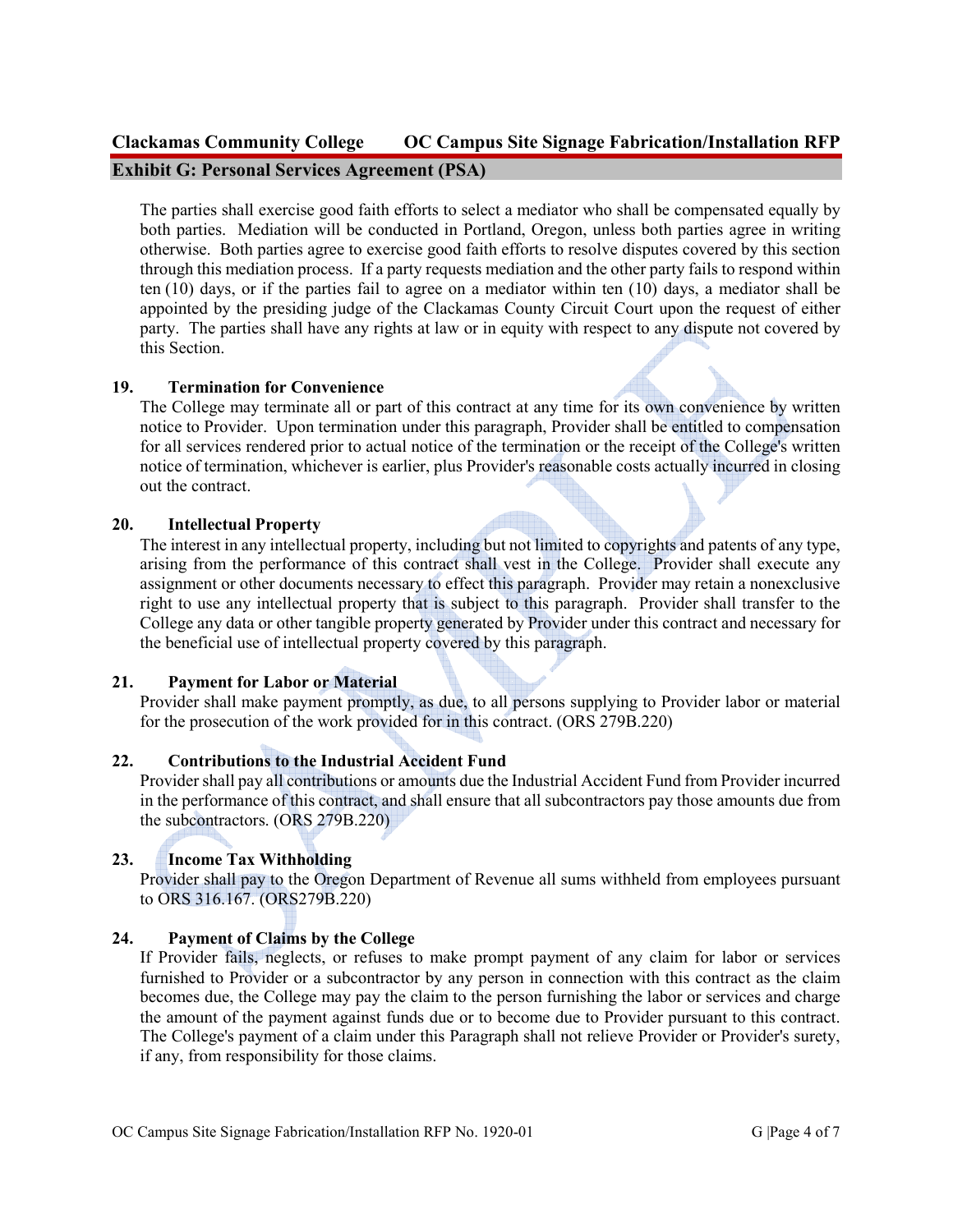The parties shall exercise good faith efforts to select a mediator who shall be compensated equally by both parties. Mediation will be conducted in Portland, Oregon, unless both parties agree in writing otherwise. Both parties agree to exercise good faith efforts to resolve disputes covered by this section through this mediation process. If a party requests mediation and the other party fails to respond within ten (10) days, or if the parties fail to agree on a mediator within ten (10) days, a mediator shall be appointed by the presiding judge of the Clackamas County Circuit Court upon the request of either party. The parties shall have any rights at law or in equity with respect to any dispute not covered by this Section.

### 19. Termination for Convenience

The College may terminate all or part of this contract at any time for its own convenience by written notice to Provider. Upon termination under this paragraph, Provider shall be entitled to compensation for all services rendered prior to actual notice of the termination or the receipt of the College's written notice of termination, whichever is earlier, plus Provider's reasonable costs actually incurred in closing out the contract.

### 20. Intellectual Property

The interest in any intellectual property, including but not limited to copyrights and patents of any type, arising from the performance of this contract shall vest in the College. Provider shall execute any assignment or other documents necessary to effect this paragraph. Provider may retain a nonexclusive right to use any intellectual property that is subject to this paragraph. Provider shall transfer to the College any data or other tangible property generated by Provider under this contract and necessary for the beneficial use of intellectual property covered by this paragraph.

### 21. Payment for Labor or Material

Provider shall make payment promptly, as due, to all persons supplying to Provider labor or material for the prosecution of the work provided for in this contract. (ORS 279B.220)

### 22. Contributions to the Industrial Accident Fund

Provider shall pay all contributions or amounts due the Industrial Accident Fund from Provider incurred in the performance of this contract, and shall ensure that all subcontractors pay those amounts due from the subcontractors. (ORS 279B.220)

### 23. Income Tax Withholding

Provider shall pay to the Oregon Department of Revenue all sums withheld from employees pursuant to ORS 316.167. (ORS279B.220)

### 24. Payment of Claims by the College

If Provider fails, neglects, or refuses to make prompt payment of any claim for labor or services furnished to Provider or a subcontractor by any person in connection with this contract as the claim becomes due, the College may pay the claim to the person furnishing the labor or services and charge the amount of the payment against funds due or to become due to Provider pursuant to this contract. The College's payment of a claim under this Paragraph shall not relieve Provider or Provider's surety, if any, from responsibility for those claims.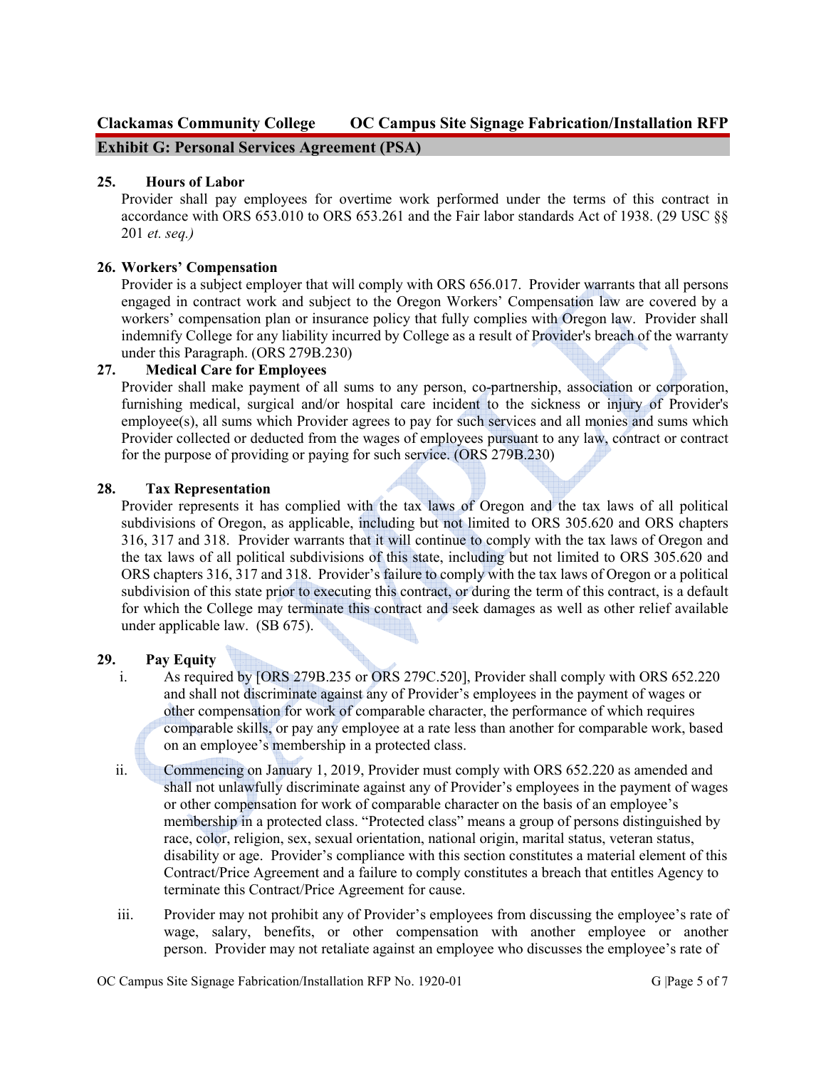### 25. Hours of Labor

Provider shall pay employees for overtime work performed under the terms of this contract in accordance with ORS 653.010 to ORS 653.261 and the Fair labor standards Act of 1938. (29 USC §§ 201 *et. seq.)*

### 26. Workers' Compensation

Provider is a subject employer that will comply with ORS 656.017. Provider warrants that all persons engaged in contract work and subject to the Oregon Workers' Compensation law are covered by a workers' compensation plan or insurance policy that fully complies with Oregon law. Provider shall indemnify College for any liability incurred by College as a result of Provider's breach of the warranty under this Paragraph. (ORS 279B.230)

### 27. Medical Care for Employees

Provider shall make payment of all sums to any person, co-partnership, association or corporation, furnishing medical, surgical and/or hospital care incident to the sickness or injury of Provider's employee(s), all sums which Provider agrees to pay for such services and all monies and sums which Provider collected or deducted from the wages of employees pursuant to any law, contract or contract for the purpose of providing or paying for such service. (ORS 279B.230)

### 28. Tax Representation

Provider represents it has complied with the tax laws of Oregon and the tax laws of all political subdivisions of Oregon, as applicable, including but not limited to ORS 305.620 and ORS chapters 316, 317 and 318. Provider warrants that it will continue to comply with the tax laws of Oregon and the tax laws of all political subdivisions of this state, including but not limited to ORS 305.620 and ORS chapters 316, 317 and 318. Provider's failure to comply with the tax laws of Oregon or a political subdivision of this state prior to executing this contract, or during the term of this contract, is a default for which the College may terminate this contract and seek damages as well as other relief available under applicable law. (SB 675).

### 29. Pay Equity

i. As required by [ORS 279B.235 or ORS 279C.520], Provider shall comply with ORS 652.220 and shall not discriminate against any of Provider's employees in the payment of wages or other compensation for work of comparable character, the performance of which requires comparable skills, or pay any employee at a rate less than another for comparable work, based on an employee's membership in a protected class.

ii. Commencing on January 1, 2019, Provider must comply with ORS 652.220 as amended and shall not unlawfully discriminate against any of Provider's employees in the payment of wages or other compensation for work of comparable character on the basis of an employee's membership in a protected class. "Protected class" means a group of persons distinguished by race, color, religion, sex, sexual orientation, national origin, marital status, veteran status, disability or age. Provider's compliance with this section constitutes a material element of this Contract/Price Agreement and a failure to comply constitutes a breach that entitles Agency to terminate this Contract/Price Agreement for cause.

iii. Provider may not prohibit any of Provider's employees from discussing the employee's rate of wage, salary, benefits, or other compensation with another employee or another person. Provider may not retaliate against an employee who discusses the employee's rate of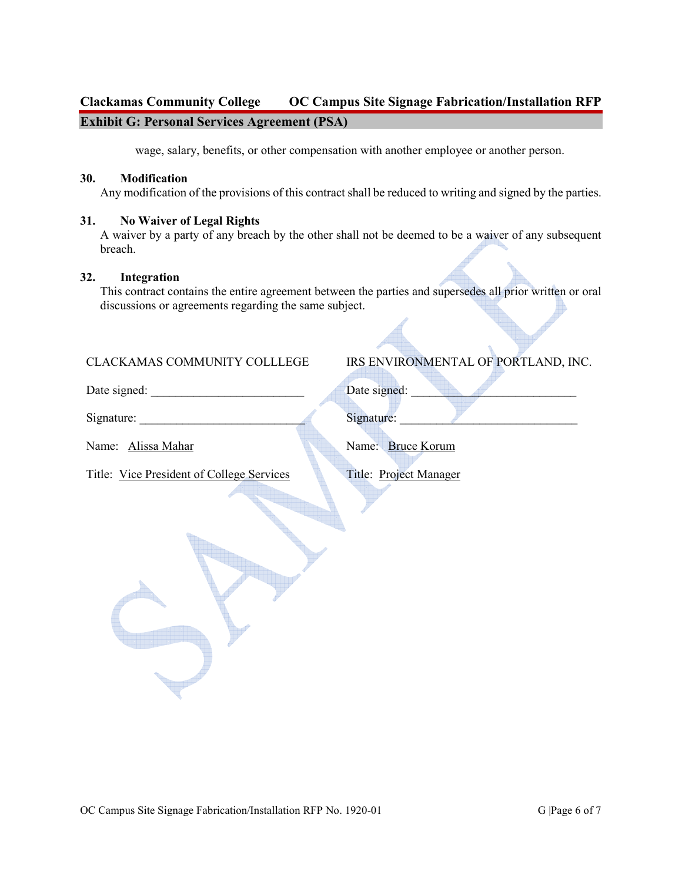wage, salary, benefits, or other compensation with another employee or another person.

**30. Modification**

Any modification of the provisions of this contract shall be reduced to writing and signed by the parties.

**31. No Waiver of Legal Rights**

A waiver by a party of any breach by the other shall not be deemed to be a waiver of any subsequent breach.

**32. Integration**

This contract contains the entire agreement between the parties and supersedes all prior written or oral discussions or agreements regarding the same subject.

CLACKAMAS COMMUNITY COLLLEGE

Date signed: ________________________

Signature: __________________________

Name: Alissa Mahar

Title: Vice President of College Services

IRS ENVIRONMENTAL OF PORTLAND, INC.

Date signed: __________________________

Signature: ____________________________

Name: Bruce Korum

Title: Project Manager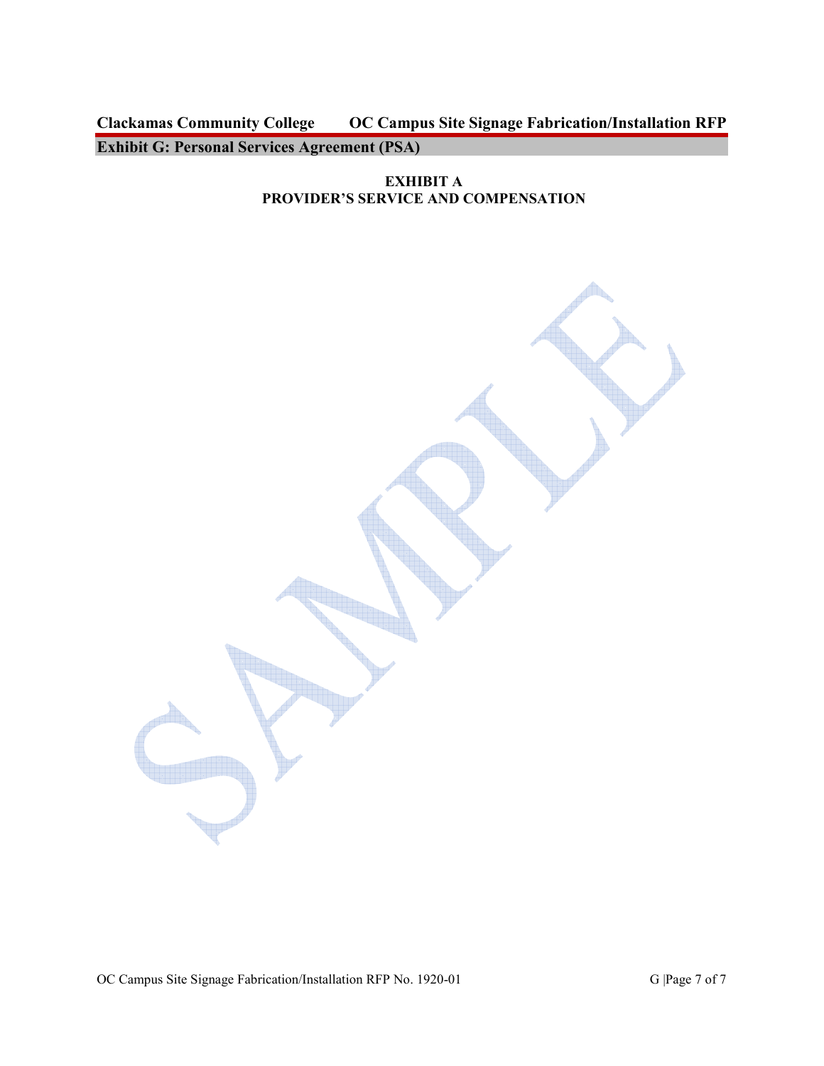## EXHIBIT A
## PROVIDER'S SERVICE AND COMPENSATION